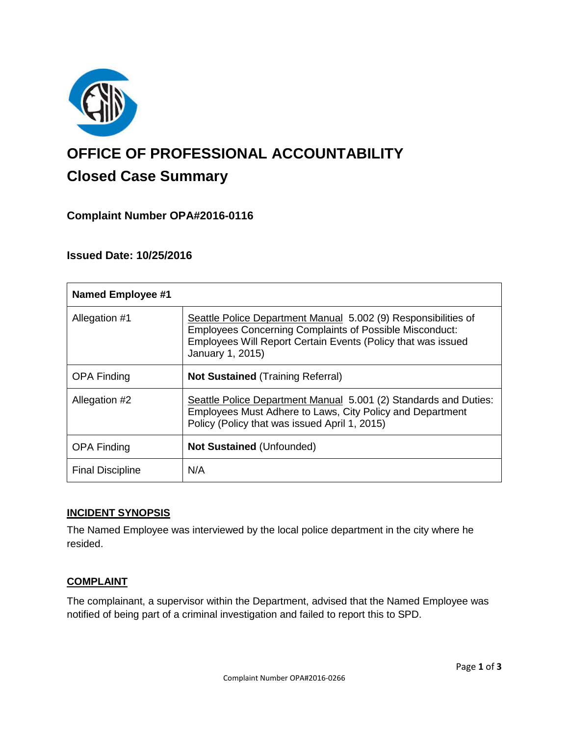# OFFICE OF PROFESSIONAL ACCOUNTABILITY

## Closed Case Summary

### Complaint Number OPA#2016-0116

### Issued Date: 10/25/2016

| Named Employee #1 | |
|---|---|
| Allegation #1 | Seattle Police Department Manual 5.002 (9) Responsibilities of Employees Concerning Complaints of Possible Misconduct: Employees Will Report Certain Events (Policy that was issued January 1, 2015) |
| OPA Finding | **Not Sustained** (Training Referral) |
| Allegation #2 | Seattle Police Department Manual 5.001 (2) Standards and Duties: Employees Must Adhere to Laws, City Policy and Department Policy (Policy that was issued April 1, 2015) |
| OPA Finding | **Not Sustained** (Unfounded) |
| Final Discipline | N/A |

### INCIDENT SYNOPSIS

The Named Employee was interviewed by the local police department in the city where he resided.

### COMPLAINT

The complainant, a supervisor within the Department, advised that the Named Employee was notified of being part of a criminal investigation and failed to report this to SPD.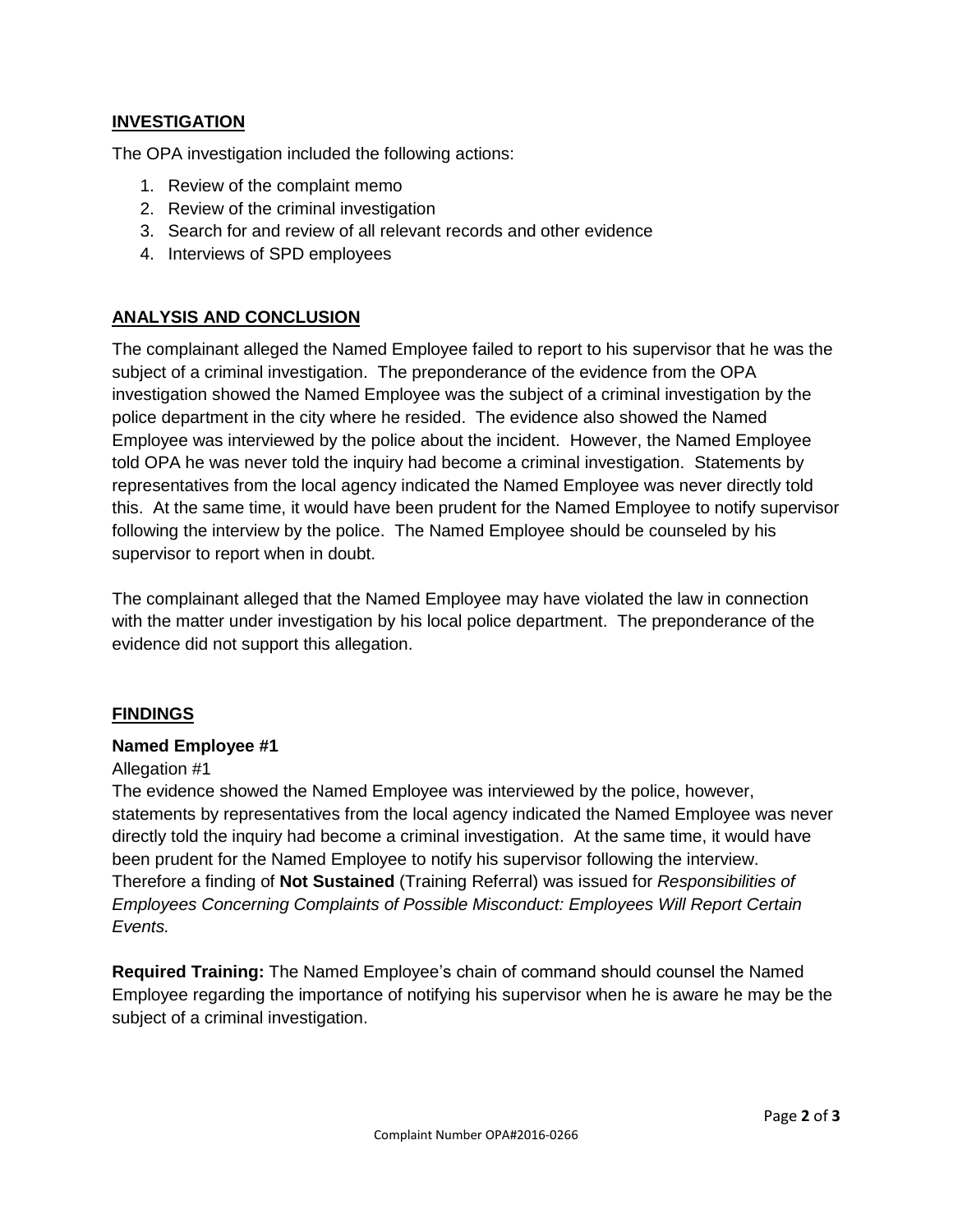## INVESTIGATION

The OPA investigation included the following actions:

1. Review of the complaint memo
2. Review of the criminal investigation
3. Search for and review of all relevant records and other evidence
4. Interviews of SPD employees

## ANALYSIS AND CONCLUSION

The complainant alleged the Named Employee failed to report to his supervisor that he was the subject of a criminal investigation. The preponderance of the evidence from the OPA investigation showed the Named Employee was the subject of a criminal investigation by the police department in the city where he resided. The evidence also showed the Named Employee was interviewed by the police about the incident. However, the Named Employee told OPA he was never told the inquiry had become a criminal investigation. Statements by representatives from the local agency indicated the Named Employee was never directly told this. At the same time, it would have been prudent for the Named Employee to notify supervisor following the interview by the police. The Named Employee should be counseled by his supervisor to report when in doubt.

The complainant alleged that the Named Employee may have violated the law in connection with the matter under investigation by his local police department. The preponderance of the evidence did not support this allegation.

## FINDINGS

### Named Employee #1

Allegation #1

The evidence showed the Named Employee was interviewed by the police, however, statements by representatives from the local agency indicated the Named Employee was never directly told the inquiry had become a criminal investigation. At the same time, it would have been prudent for the Named Employee to notify his supervisor following the interview. Therefore a finding of **Not Sustained** (Training Referral) was issued for *Responsibilities of Employees Concerning Complaints of Possible Misconduct: Employees Will Report Certain Events.*

**Required Training:** The Named Employee's chain of command should counsel the Named Employee regarding the importance of notifying his supervisor when he is aware he may be the subject of a criminal investigation.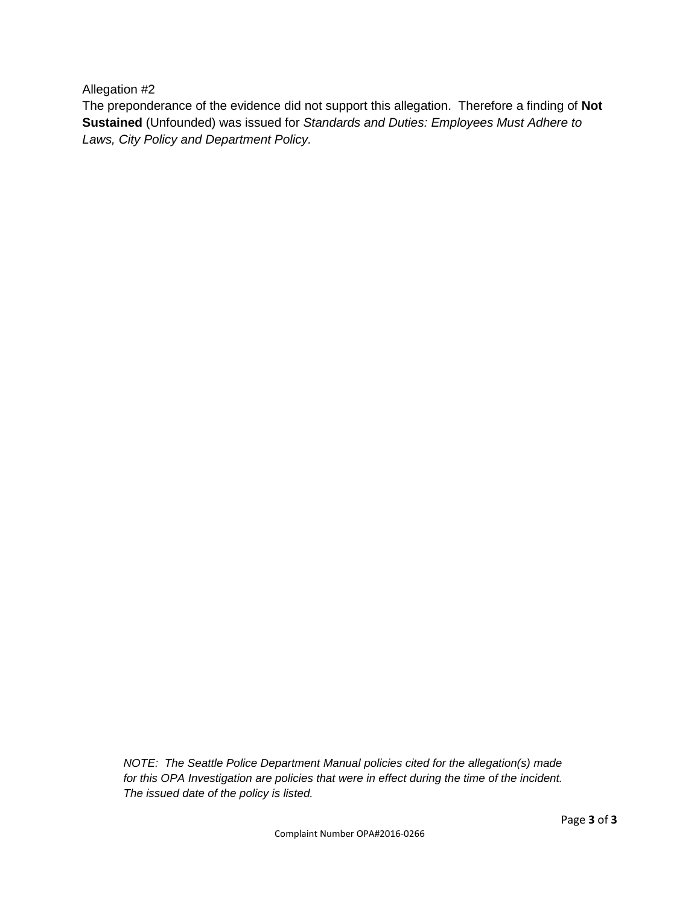Allegation #2

The preponderance of the evidence did not support this allegation. Therefore a finding of **Not Sustained** (Unfounded) was issued for *Standards and Duties: Employees Must Adhere to Laws, City Policy and Department Policy.*

*NOTE: The Seattle Police Department Manual policies cited for the allegation(s) made for this OPA Investigation are policies that were in effect during the time of the incident. The issued date of the policy is listed.*

Complaint Number OPA#2016-0266